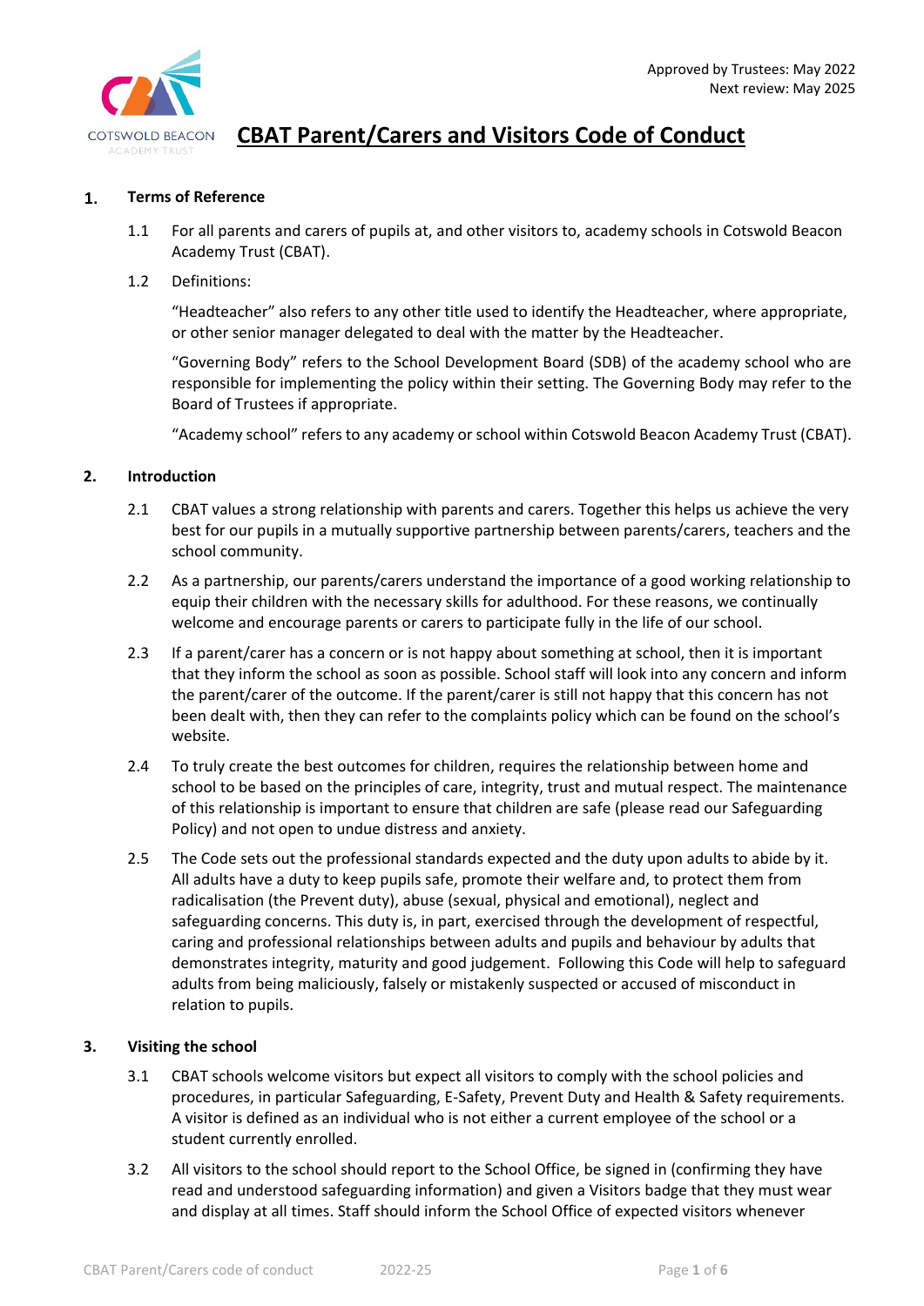Approved by Trustees: May 2022
Next review: May 2025

COTSWOLD BEACON ACADEMY TRUST

# CBAT Parent/Carers and Visitors Code of Conduct

## 1. Terms of Reference

1.1 For all parents and carers of pupils at, and other visitors to, academy schools in Cotswold Beacon Academy Trust (CBAT).

1.2 Definitions:

"Headteacher" also refers to any other title used to identify the Headteacher, where appropriate, or other senior manager delegated to deal with the matter by the Headteacher.

"Governing Body" refers to the School Development Board (SDB) of the academy school who are responsible for implementing the policy within their setting. The Governing Body may refer to the Board of Trustees if appropriate.

"Academy school" refers to any academy or school within Cotswold Beacon Academy Trust (CBAT).

## 2. Introduction

2.1 CBAT values a strong relationship with parents and carers. Together this helps us achieve the very best for our pupils in a mutually supportive partnership between parents/carers, teachers and the school community.

2.2 As a partnership, our parents/carers understand the importance of a good working relationship to equip their children with the necessary skills for adulthood. For these reasons, we continually welcome and encourage parents or carers to participate fully in the life of our school.

2.3 If a parent/carer has a concern or is not happy about something at school, then it is important that they inform the school as soon as possible. School staff will look into any concern and inform the parent/carer of the outcome. If the parent/carer is still not happy that this concern has not been dealt with, then they can refer to the complaints policy which can be found on the school's website.

2.4 To truly create the best outcomes for children, requires the relationship between home and school to be based on the principles of care, integrity, trust and mutual respect. The maintenance of this relationship is important to ensure that children are safe (please read our Safeguarding Policy) and not open to undue distress and anxiety.

2.5 The Code sets out the professional standards expected and the duty upon adults to abide by it. All adults have a duty to keep pupils safe, promote their welfare and, to protect them from radicalisation (the Prevent duty), abuse (sexual, physical and emotional), neglect and safeguarding concerns. This duty is, in part, exercised through the development of respectful, caring and professional relationships between adults and pupils and behaviour by adults that demonstrates integrity, maturity and good judgement. Following this Code will help to safeguard adults from being maliciously, falsely or mistakenly suspected or accused of misconduct in relation to pupils.

## 3. Visiting the school

3.1 CBAT schools welcome visitors but expect all visitors to comply with the school policies and procedures, in particular Safeguarding, E-Safety, Prevent Duty and Health & Safety requirements. A visitor is defined as an individual who is not either a current employee of the school or a student currently enrolled.

3.2 All visitors to the school should report to the School Office, be signed in (confirming they have read and understood safeguarding information) and given a Visitors badge that they must wear and display at all times. Staff should inform the School Office of expected visitors whenever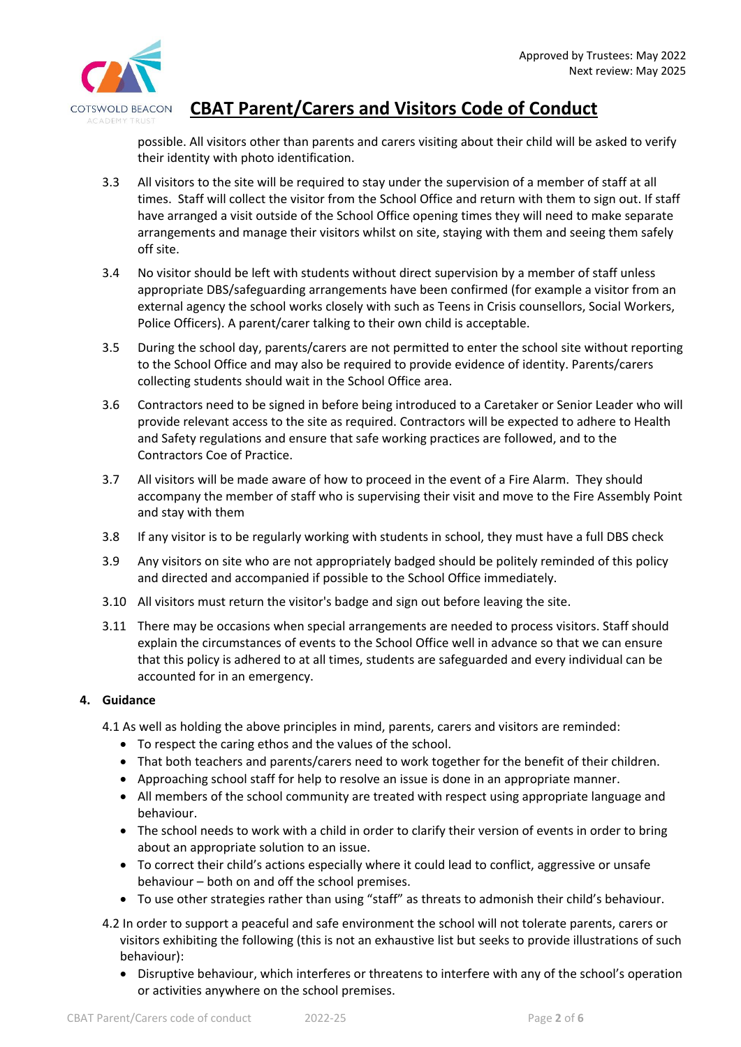possible. All visitors other than parents and carers visiting about their child will be asked to verify their identity with photo identification.

3.3 All visitors to the site will be required to stay under the supervision of a member of staff at all times. Staff will collect the visitor from the School Office and return with them to sign out. If staff have arranged a visit outside of the School Office opening times they will need to make separate arrangements and manage their visitors whilst on site, staying with them and seeing them safely off site.

3.4 No visitor should be left with students without direct supervision by a member of staff unless appropriate DBS/safeguarding arrangements have been confirmed (for example a visitor from an external agency the school works closely with such as Teens in Crisis counsellors, Social Workers, Police Officers). A parent/carer talking to their own child is acceptable.

3.5 During the school day, parents/carers are not permitted to enter the school site without reporting to the School Office and may also be required to provide evidence of identity. Parents/carers collecting students should wait in the School Office area.

3.6 Contractors need to be signed in before being introduced to a Caretaker or Senior Leader who will provide relevant access to the site as required. Contractors will be expected to adhere to Health and Safety regulations and ensure that safe working practices are followed, and to the Contractors Coe of Practice.

3.7 All visitors will be made aware of how to proceed in the event of a Fire Alarm. They should accompany the member of staff who is supervising their visit and move to the Fire Assembly Point and stay with them

3.8 If any visitor is to be regularly working with students in school, they must have a full DBS check

3.9 Any visitors on site who are not appropriately badged should be politely reminded of this policy and directed and accompanied if possible to the School Office immediately.

3.10 All visitors must return the visitor's badge and sign out before leaving the site.

3.11 There may be occasions when special arrangements are needed to process visitors. Staff should explain the circumstances of events to the School Office well in advance so that we can ensure that this policy is adhered to at all times, students are safeguarded and every individual can be accounted for in an emergency.

**4. Guidance**

4.1 As well as holding the above principles in mind, parents, carers and visitors are reminded:

- To respect the caring ethos and the values of the school.
- That both teachers and parents/carers need to work together for the benefit of their children.
- Approaching school staff for help to resolve an issue is done in an appropriate manner.
- All members of the school community are treated with respect using appropriate language and behaviour.
- The school needs to work with a child in order to clarify their version of events in order to bring about an appropriate solution to an issue.
- To correct their child's actions especially where it could lead to conflict, aggressive or unsafe behaviour – both on and off the school premises.
- To use other strategies rather than using "staff" as threats to admonish their child's behaviour.

4.2 In order to support a peaceful and safe environment the school will not tolerate parents, carers or visitors exhibiting the following (this is not an exhaustive list but seeks to provide illustrations of such behaviour):

- Disruptive behaviour, which interferes or threatens to interfere with any of the school's operation or activities anywhere on the school premises.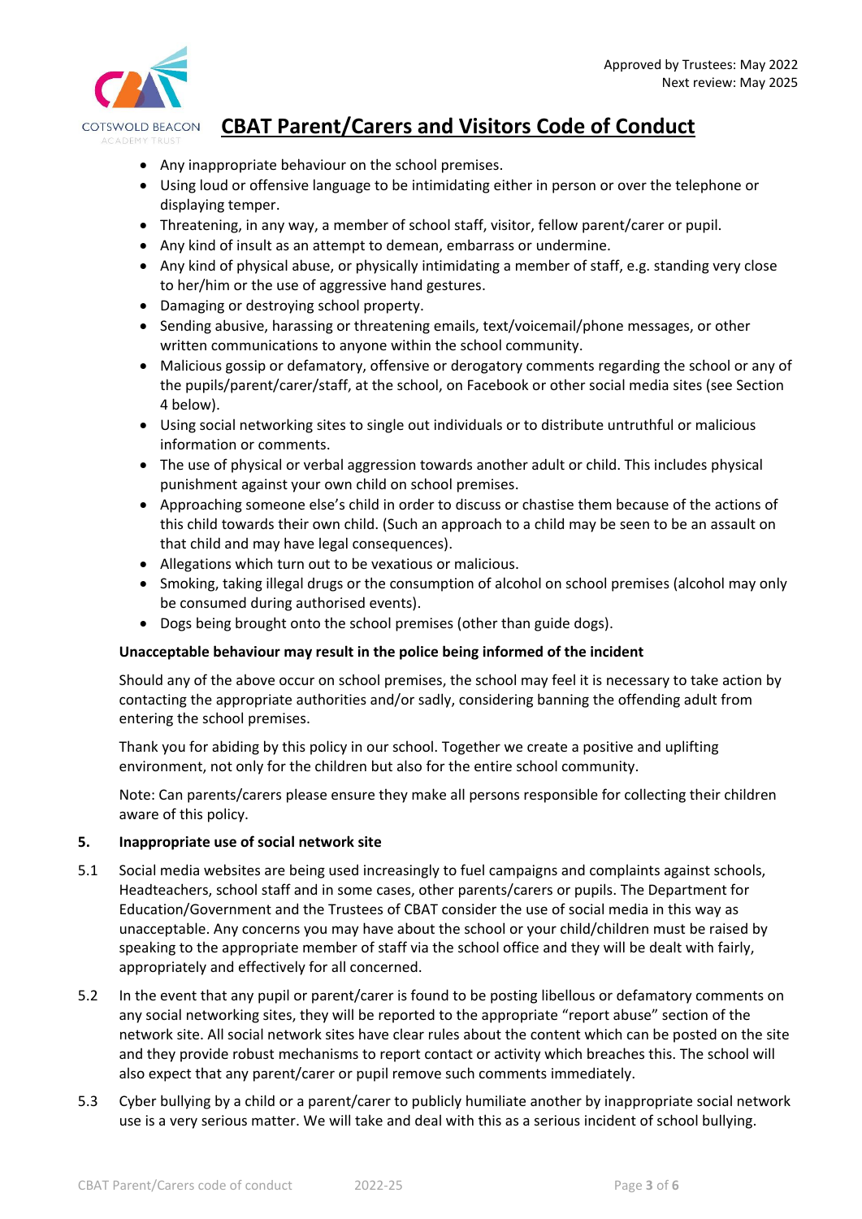- Any inappropriate behaviour on the school premises.
- Using loud or offensive language to be intimidating either in person or over the telephone or displaying temper.
- Threatening, in any way, a member of school staff, visitor, fellow parent/carer or pupil.
- Any kind of insult as an attempt to demean, embarrass or undermine.
- Any kind of physical abuse, or physically intimidating a member of staff, e.g. standing very close to her/him or the use of aggressive hand gestures.
- Damaging or destroying school property.
- Sending abusive, harassing or threatening emails, text/voicemail/phone messages, or other written communications to anyone within the school community.
- Malicious gossip or defamatory, offensive or derogatory comments regarding the school or any of the pupils/parent/carer/staff, at the school, on Facebook or other social media sites (see Section 4 below).
- Using social networking sites to single out individuals or to distribute untruthful or malicious information or comments.
- The use of physical or verbal aggression towards another adult or child. This includes physical punishment against your own child on school premises.
- Approaching someone else's child in order to discuss or chastise them because of the actions of this child towards their own child. (Such an approach to a child may be seen to be an assault on that child and may have legal consequences).
- Allegations which turn out to be vexatious or malicious.
- Smoking, taking illegal drugs or the consumption of alcohol on school premises (alcohol may only be consumed during authorised events).
- Dogs being brought onto the school premises (other than guide dogs).

**Unacceptable behaviour may result in the police being informed of the incident**

Should any of the above occur on school premises, the school may feel it is necessary to take action by contacting the appropriate authorities and/or sadly, considering banning the offending adult from entering the school premises.

Thank you for abiding by this policy in our school. Together we create a positive and uplifting environment, not only for the children but also for the entire school community.

Note: Can parents/carers please ensure they make all persons responsible for collecting their children aware of this policy.

## 5. Inappropriate use of social network site

5.1 Social media websites are being used increasingly to fuel campaigns and complaints against schools, Headteachers, school staff and in some cases, other parents/carers or pupils. The Department for Education/Government and the Trustees of CBAT consider the use of social media in this way as unacceptable. Any concerns you may have about the school or your child/children must be raised by speaking to the appropriate member of staff via the school office and they will be dealt with fairly, appropriately and effectively for all concerned.

5.2 In the event that any pupil or parent/carer is found to be posting libellous or defamatory comments on any social networking sites, they will be reported to the appropriate "report abuse" section of the network site. All social network sites have clear rules about the content which can be posted on the site and they provide robust mechanisms to report contact or activity which breaches this. The school will also expect that any parent/carer or pupil remove such comments immediately.

5.3 Cyber bullying by a child or a parent/carer to publicly humiliate another by inappropriate social network use is a very serious matter. We will take and deal with this as a serious incident of school bullying.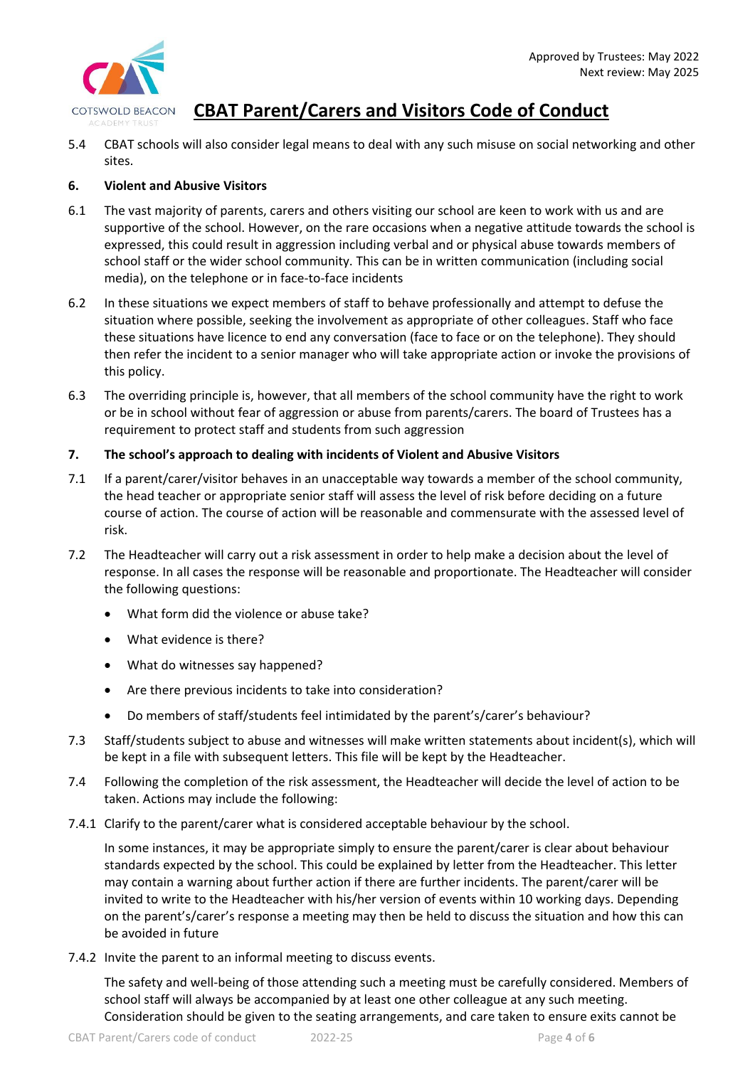5.4 CBAT schools will also consider legal means to deal with any such misuse on social networking and other sites.

**6. Violent and Abusive Visitors**

6.1 The vast majority of parents, carers and others visiting our school are keen to work with us and are supportive of the school. However, on the rare occasions when a negative attitude towards the school is expressed, this could result in aggression including verbal and or physical abuse towards members of school staff or the wider school community. This can be in written communication (including social media), on the telephone or in face-to-face incidents

6.2 In these situations we expect members of staff to behave professionally and attempt to defuse the situation where possible, seeking the involvement as appropriate of other colleagues. Staff who face these situations have licence to end any conversation (face to face or on the telephone). They should then refer the incident to a senior manager who will take appropriate action or invoke the provisions of this policy.

6.3 The overriding principle is, however, that all members of the school community have the right to work or be in school without fear of aggression or abuse from parents/carers. The board of Trustees has a requirement to protect staff and students from such aggression

**7. The school's approach to dealing with incidents of Violent and Abusive Visitors**

7.1 If a parent/carer/visitor behaves in an unacceptable way towards a member of the school community, the head teacher or appropriate senior staff will assess the level of risk before deciding on a future course of action. The course of action will be reasonable and commensurate with the assessed level of risk.

7.2 The Headteacher will carry out a risk assessment in order to help make a decision about the level of response. In all cases the response will be reasonable and proportionate. The Headteacher will consider the following questions:

- What form did the violence or abuse take?
- What evidence is there?
- What do witnesses say happened?
- Are there previous incidents to take into consideration?
- Do members of staff/students feel intimidated by the parent's/carer's behaviour?

7.3 Staff/students subject to abuse and witnesses will make written statements about incident(s), which will be kept in a file with subsequent letters. This file will be kept by the Headteacher.

7.4 Following the completion of the risk assessment, the Headteacher will decide the level of action to be taken. Actions may include the following:

7.4.1 Clarify to the parent/carer what is considered acceptable behaviour by the school.

In some instances, it may be appropriate simply to ensure the parent/carer is clear about behaviour standards expected by the school. This could be explained by letter from the Headteacher. This letter may contain a warning about further action if there are further incidents. The parent/carer will be invited to write to the Headteacher with his/her version of events within 10 working days. Depending on the parent's/carer's response a meeting may then be held to discuss the situation and how this can be avoided in future

7.4.2 Invite the parent to an informal meeting to discuss events.

The safety and well-being of those attending such a meeting must be carefully considered. Members of school staff will always be accompanied by at least one other colleague at any such meeting. Consideration should be given to the seating arrangements, and care taken to ensure exits cannot be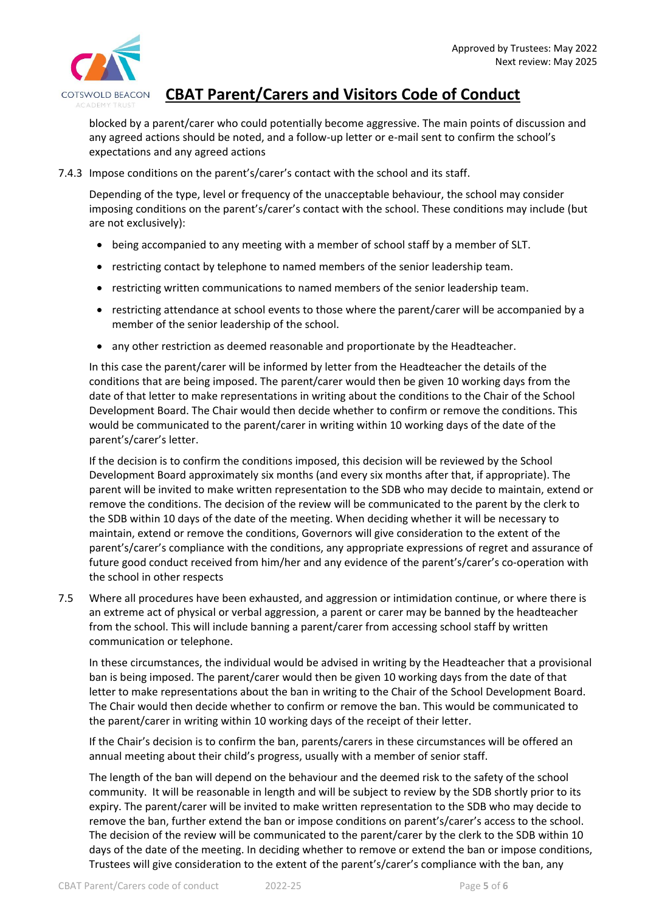blocked by a parent/carer who could potentially become aggressive. The main points of discussion and any agreed actions should be noted, and a follow-up letter or e-mail sent to confirm the school's expectations and any agreed actions

7.4.3 Impose conditions on the parent's/carer's contact with the school and its staff.

Depending of the type, level or frequency of the unacceptable behaviour, the school may consider imposing conditions on the parent's/carer's contact with the school. These conditions may include (but are not exclusively):

- being accompanied to any meeting with a member of school staff by a member of SLT.
- restricting contact by telephone to named members of the senior leadership team.
- restricting written communications to named members of the senior leadership team.
- restricting attendance at school events to those where the parent/carer will be accompanied by a member of the senior leadership of the school.
- any other restriction as deemed reasonable and proportionate by the Headteacher.

In this case the parent/carer will be informed by letter from the Headteacher the details of the conditions that are being imposed. The parent/carer would then be given 10 working days from the date of that letter to make representations in writing about the conditions to the Chair of the School Development Board. The Chair would then decide whether to confirm or remove the conditions. This would be communicated to the parent/carer in writing within 10 working days of the date of the parent's/carer's letter.

If the decision is to confirm the conditions imposed, this decision will be reviewed by the School Development Board approximately six months (and every six months after that, if appropriate). The parent will be invited to make written representation to the SDB who may decide to maintain, extend or remove the conditions. The decision of the review will be communicated to the parent by the clerk to the SDB within 10 days of the date of the meeting. When deciding whether it will be necessary to maintain, extend or remove the conditions, Governors will give consideration to the extent of the parent's/carer's compliance with the conditions, any appropriate expressions of regret and assurance of future good conduct received from him/her and any evidence of the parent's/carer's co-operation with the school in other respects

7.5 Where all procedures have been exhausted, and aggression or intimidation continue, or where there is an extreme act of physical or verbal aggression, a parent or carer may be banned by the headteacher from the school. This will include banning a parent/carer from accessing school staff by written communication or telephone.

In these circumstances, the individual would be advised in writing by the Headteacher that a provisional ban is being imposed. The parent/carer would then be given 10 working days from the date of that letter to make representations about the ban in writing to the Chair of the School Development Board. The Chair would then decide whether to confirm or remove the ban. This would be communicated to the parent/carer in writing within 10 working days of the receipt of their letter.

If the Chair's decision is to confirm the ban, parents/carers in these circumstances will be offered an annual meeting about their child's progress, usually with a member of senior staff.

The length of the ban will depend on the behaviour and the deemed risk to the safety of the school community. It will be reasonable in length and will be subject to review by the SDB shortly prior to its expiry. The parent/carer will be invited to make written representation to the SDB who may decide to remove the ban, further extend the ban or impose conditions on parent's/carer's access to the school. The decision of the review will be communicated to the parent/carer by the clerk to the SDB within 10 days of the date of the meeting. In deciding whether to remove or extend the ban or impose conditions, Trustees will give consideration to the extent of the parent's/carer's compliance with the ban, any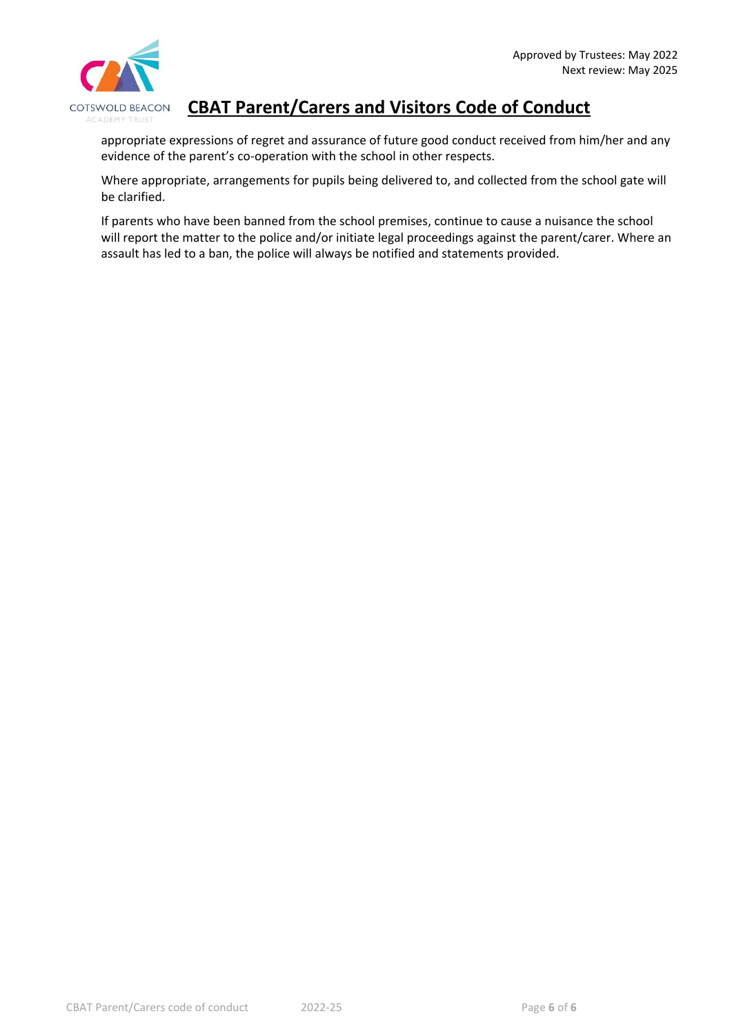appropriate expressions of regret and assurance of future good conduct received from him/her and any evidence of the parent's co-operation with the school in other respects.

Where appropriate, arrangements for pupils being delivered to, and collected from the school gate will be clarified.

If parents who have been banned from the school premises, continue to cause a nuisance the school will report the matter to the police and/or initiate legal proceedings against the parent/carer. Where an assault has led to a ban, the police will always be notified and statements provided.